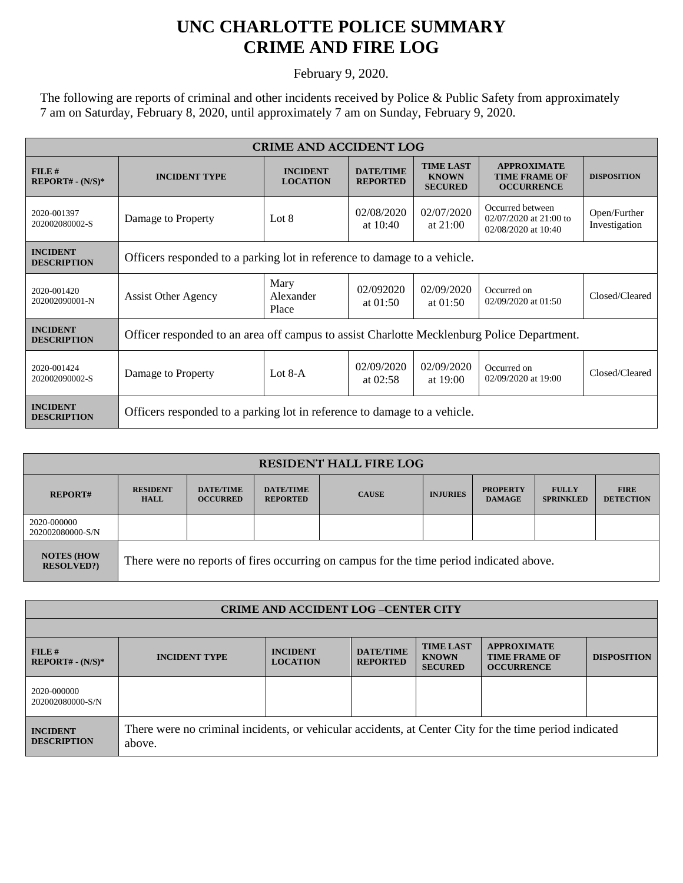# UNC CHARLOTTE POLICE SUMMARY
# CRIME AND FIRE LOG

February 9, 2020.

The following are reports of criminal and other incidents received by Police & Public Safety from approximately 7 am on Saturday, February 8, 2020, until approximately 7 am on Sunday, February 9, 2020.

| CRIME AND ACCIDENT LOG | | | | | | |
|---|---|---|---|---|---|---|
| **FILE # REPORT# - (N/S)*** | **INCIDENT TYPE** | **INCIDENT LOCATION** | **DATE/TIME REPORTED** | **TIME LAST KNOWN SECURED** | **APPROXIMATE TIME FRAME OF OCCURRENCE** | **DISPOSITION** |
| 2020-001397 202002080002-S | Damage to Property | Lot 8 | 02/08/2020 at 10:40 | 02/07/2020 at 21:00 | Occurred between 02/07/2020 at 21:00 to 02/08/2020 at 10:40 | Open/Further Investigation |
| **INCIDENT DESCRIPTION** | Officers responded to a parking lot in reference to damage to a vehicle. | | | | | |
| 2020-001420 202002090001-N | Assist Other Agency | Mary Alexander Place | 02/092020 at 01:50 | 02/09/2020 at 01:50 | Occurred on 02/09/2020 at 01:50 | Closed/Cleared |
| **INCIDENT DESCRIPTION** | Officer responded to an area off campus to assist Charlotte Mecklenburg Police Department. | | | | | |
| 2020-001424 202002090002-S | Damage to Property | Lot 8-A | 02/09/2020 at 02:58 | 02/09/2020 at 19:00 | Occurred on 02/09/2020 at 19:00 | Closed/Cleared |
| **INCIDENT DESCRIPTION** | Officers responded to a parking lot in reference to damage to a vehicle. | | | | | |

| RESIDENT HALL FIRE LOG | | | | | | | | |
|---|---|---|---|---|---|---|---|---|
| **REPORT#** | **RESIDENT HALL** | **DATE/TIME OCCURRED** | **DATE/TIME REPORTED** | **CAUSE** | **INJURIES** | **PROPERTY DAMAGE** | **FULLY SPRINKLED** | **FIRE DETECTION** |
| 2020-000000 202002080000-S/N | | | | | | | | |
| **NOTES (HOW RESOLVED?)** | There were no reports of fires occurring on campus for the time period indicated above. | | | | | | | |

| CRIME AND ACCIDENT LOG –CENTER CITY | | | | | | |
|---|---|---|---|---|---|---|
| **FILE # REPORT# - (N/S)*** | **INCIDENT TYPE** | **INCIDENT LOCATION** | **DATE/TIME REPORTED** | **TIME LAST KNOWN SECURED** | **APPROXIMATE TIME FRAME OF OCCURRENCE** | **DISPOSITION** |
| 2020-000000 202002080000-S/N | | | | | | |
| **INCIDENT DESCRIPTION** | There were no criminal incidents, or vehicular accidents, at Center City for the time period indicated above. | | | | | |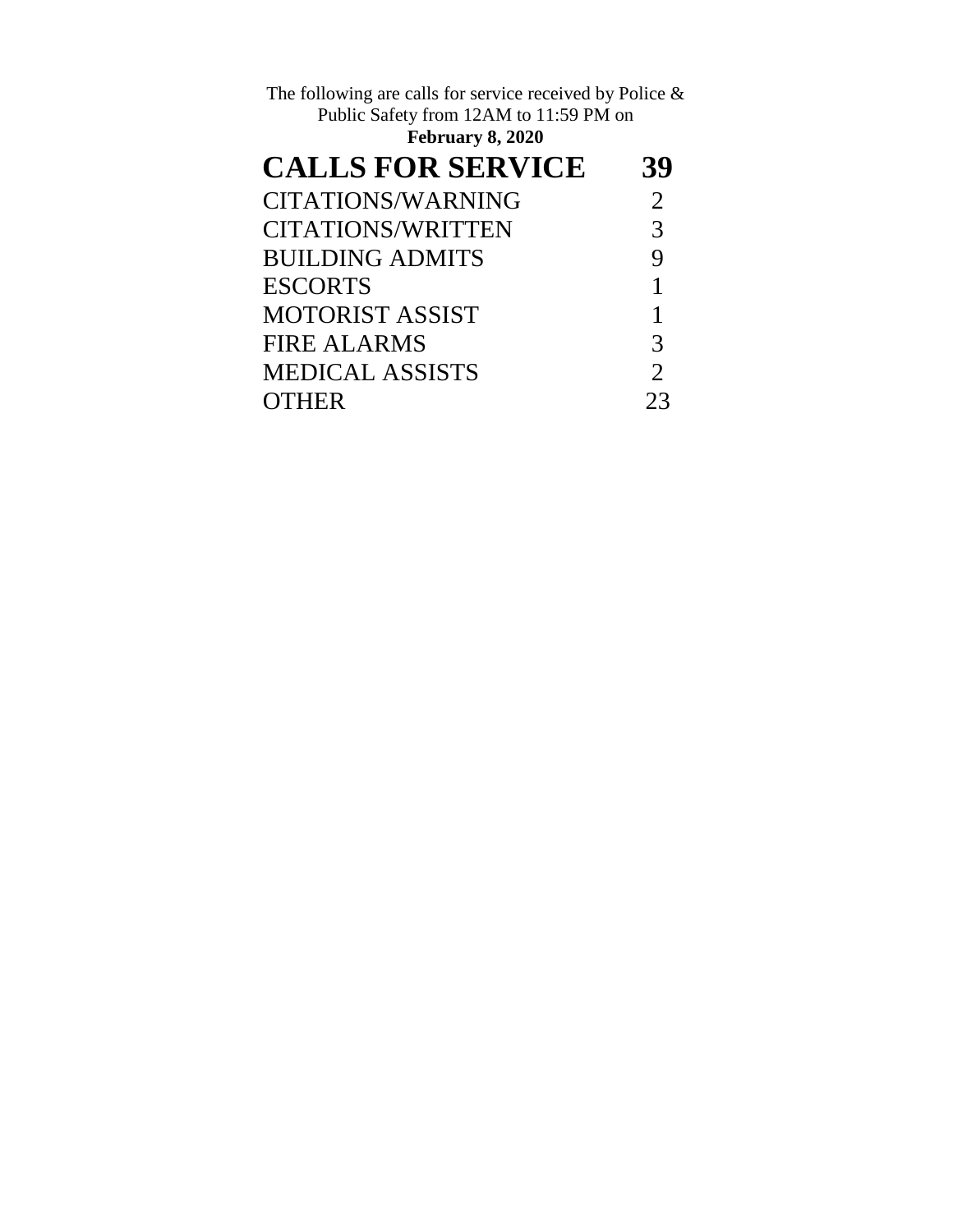The following are calls for service received by Police & Public Safety from 12AM to 11:59 PM on

**February 8, 2020**

| CALLS FOR SERVICE | 39 |
|---|---|
| CITATIONS/WARNING | 2 |
| CITATIONS/WRITTEN | 3 |
| BUILDING ADMITS | 9 |
| ESCORTS | 1 |
| MOTORIST ASSIST | 1 |
| FIRE ALARMS | 3 |
| MEDICAL ASSISTS | 2 |
| OTHER | 23 |